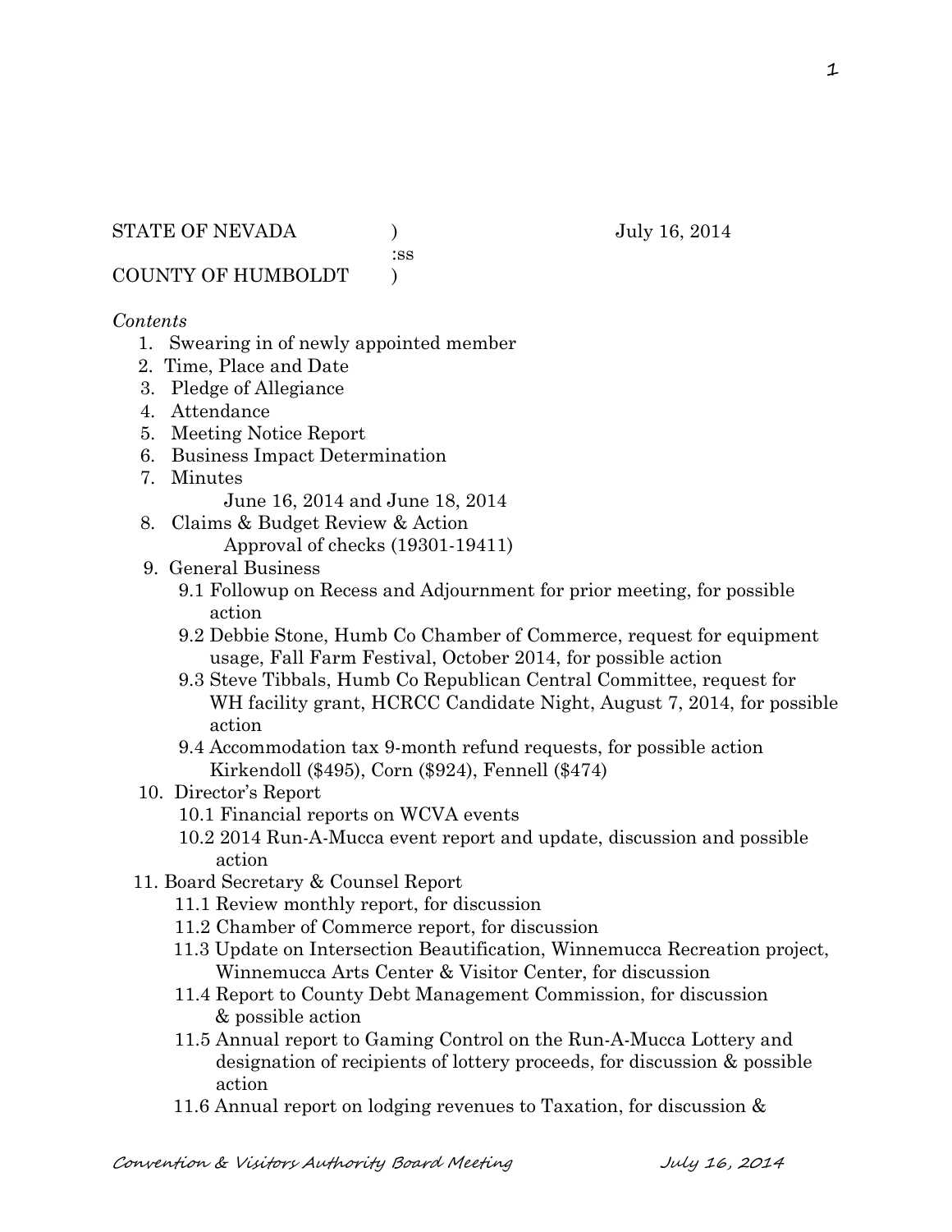STATE OF NEVADA ) July 16, 2014
:ss
COUNTY OF HUMBOLDT )

*Contents*

1. Swearing in of newly appointed member
2. Time, Place and Date
3. Pledge of Allegiance
4. Attendance
5. Meeting Notice Report
6. Business Impact Determination
7. Minutes
   June 16, 2014 and June 18, 2014
8. Claims & Budget Review & Action
   Approval of checks (19301-19411)
9. General Business
   - 9.1 Followup on Recess and Adjournment for prior meeting, for possible action
   - 9.2 Debbie Stone, Humb Co Chamber of Commerce, request for equipment usage, Fall Farm Festival, October 2014, for possible action
   - 9.3 Steve Tibbals, Humb Co Republican Central Committee, request for WH facility grant, HCRCC Candidate Night, August 7, 2014, for possible action
   - 9.4 Accommodation tax 9-month refund requests, for possible action Kirkendoll ($495), Corn ($924), Fennell ($474)
10. Director's Report
    - 10.1 Financial reports on WCVA events
    - 10.2 2014 Run-A-Mucca event report and update, discussion and possible action
11. Board Secretary & Counsel Report
    - 11.1 Review monthly report, for discussion
    - 11.2 Chamber of Commerce report, for discussion
    - 11.3 Update on Intersection Beautification, Winnemucca Recreation project, Winnemucca Arts Center & Visitor Center, for discussion
    - 11.4 Report to County Debt Management Commission, for discussion & possible action
    - 11.5 Annual report to Gaming Control on the Run-A-Mucca Lottery and designation of recipients of lottery proceeds, for discussion & possible action
    - 11.6 Annual report on lodging revenues to Taxation, for discussion &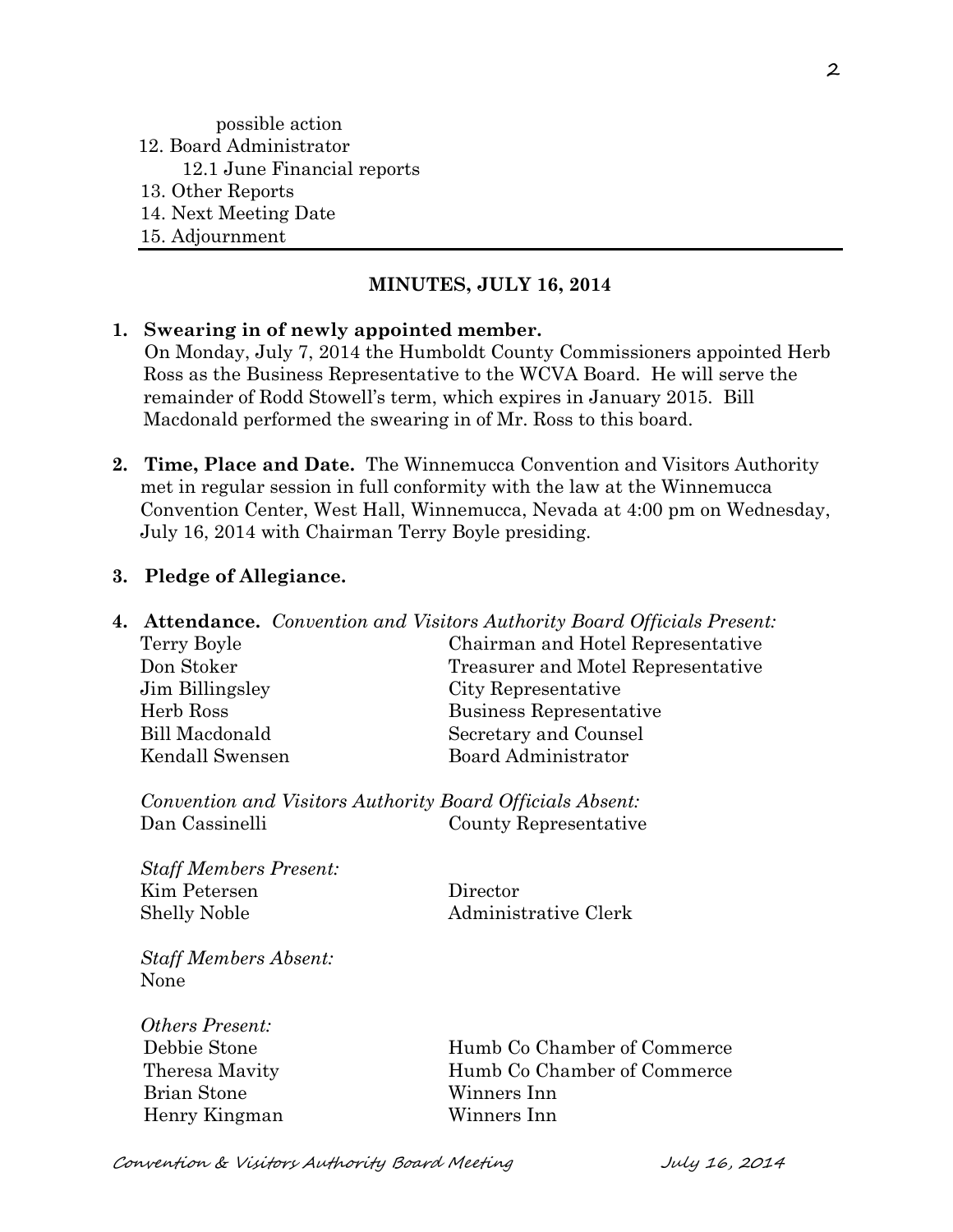possible action

12. Board Administrator
    12.1 June Financial reports
13. Other Reports
14. Next Meeting Date
15. Adjournment

---

**MINUTES, JULY 16, 2014**

1. **Swearing in of newly appointed member.**
   On Monday, July 7, 2014 the Humboldt County Commissioners appointed Herb Ross as the Business Representative to the WCVA Board. He will serve the remainder of Rodd Stowell's term, which expires in January 2015. Bill Macdonald performed the swearing in of Mr. Ross to this board.

2. **Time, Place and Date.** The Winnemucca Convention and Visitors Authority met in regular session in full conformity with the law at the Winnemucca Convention Center, West Hall, Winnemucca, Nevada at 4:00 pm on Wednesday, July 16, 2014 with Chairman Terry Boyle presiding.

3. **Pledge of Allegiance.**

4. **Attendance.** *Convention and Visitors Authority Board Officials Present:*

| | |
|---|---|
| Terry Boyle | Chairman and Hotel Representative |
| Don Stoker | Treasurer and Motel Representative |
| Jim Billingsley | City Representative |
| Herb Ross | Business Representative |
| Bill Macdonald | Secretary and Counsel |
| Kendall Swensen | Board Administrator |

*Convention and Visitors Authority Board Officials Absent:*

| | |
|---|---|
| Dan Cassinelli | County Representative |

*Staff Members Present:*

| | |
|---|---|
| Kim Petersen | Director |
| Shelly Noble | Administrative Clerk |

*Staff Members Absent:*
None

*Others Present:*

| | |
|---|---|
| Debbie Stone | Humb Co Chamber of Commerce |
| Theresa Mavity | Humb Co Chamber of Commerce |
| Brian Stone | Winners Inn |
| Henry Kingman | Winners Inn |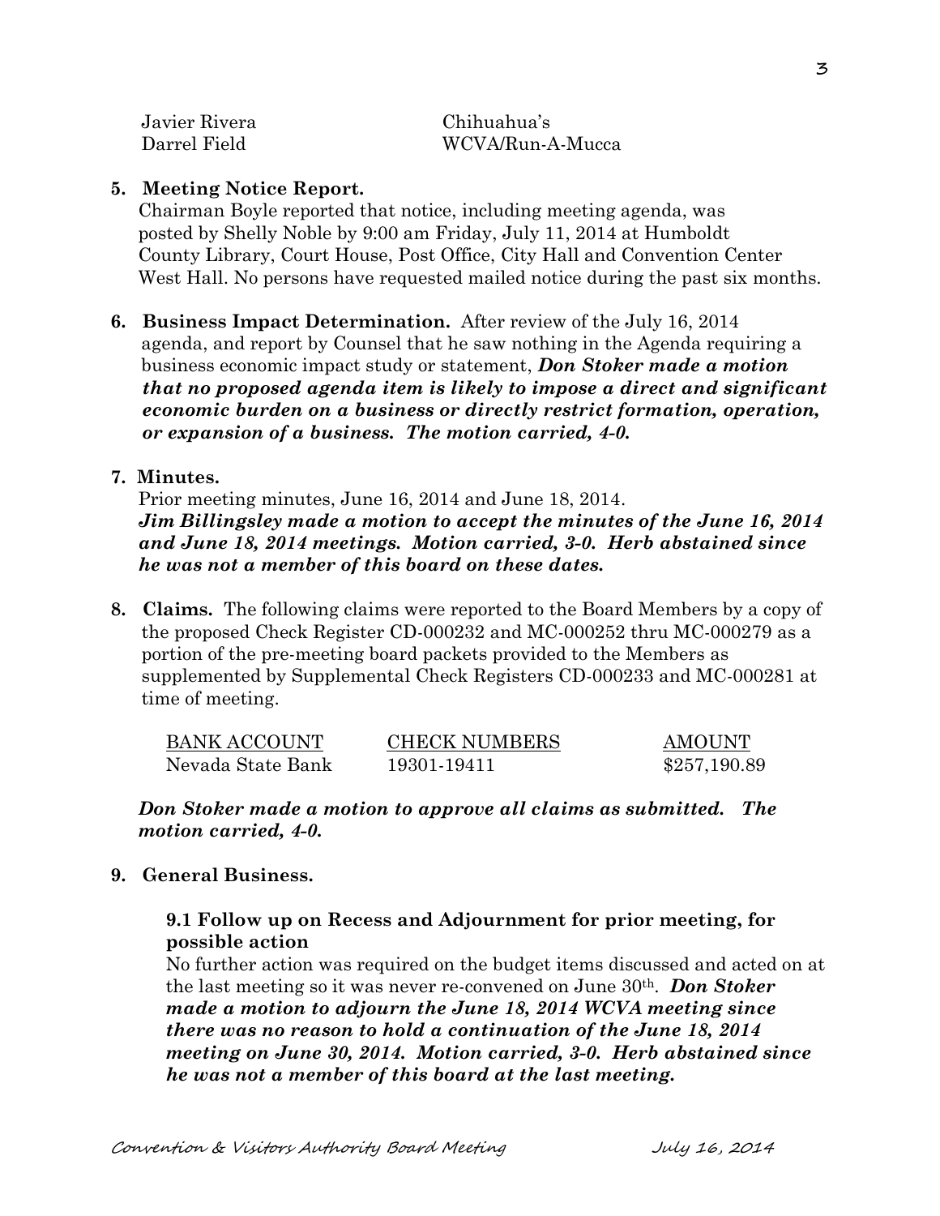| | |
|---|---|
| Javier Rivera | Chihuahua's |
| Darrel Field | WCVA/Run-A-Mucca |

**5. Meeting Notice Report.**

Chairman Boyle reported that notice, including meeting agenda, was posted by Shelly Noble by 9:00 am Friday, July 11, 2014 at Humboldt County Library, Court House, Post Office, City Hall and Convention Center West Hall. No persons have requested mailed notice during the past six months.

**6. Business Impact Determination.** After review of the July 16, 2014 agenda, and report by Counsel that he saw nothing in the Agenda requiring a business economic impact study or statement, ***Don Stoker made a motion that no proposed agenda item is likely to impose a direct and significant economic burden on a business or directly restrict formation, operation, or expansion of a business. The motion carried, 4-0.***

**7. Minutes.**

Prior meeting minutes, June 16, 2014 and June 18, 2014.

***Jim Billingsley made a motion to accept the minutes of the June 16, 2014 and June 18, 2014 meetings. Motion carried, 3-0. Herb abstained since he was not a member of this board on these dates.***

**8. Claims.** The following claims were reported to the Board Members by a copy of the proposed Check Register CD-000232 and MC-000252 thru MC-000279 as a portion of the pre-meeting board packets provided to the Members as supplemented by Supplemental Check Registers CD-000233 and MC-000281 at time of meeting.

| BANK ACCOUNT | CHECK NUMBERS | AMOUNT |
|---|---|---|
| Nevada State Bank | 19301-19411 | $257,190.89 |

***Don Stoker made a motion to approve all claims as submitted. The motion carried, 4-0.***

**9. General Business.**

**9.1 Follow up on Recess and Adjournment for prior meeting, for possible action**

No further action was required on the budget items discussed and acted on at the last meeting so it was never re-convened on June 30th. ***Don Stoker made a motion to adjourn the June 18, 2014 WCVA meeting since there was no reason to hold a continuation of the June 18, 2014 meeting on June 30, 2014. Motion carried, 3-0. Herb abstained since he was not a member of this board at the last meeting.***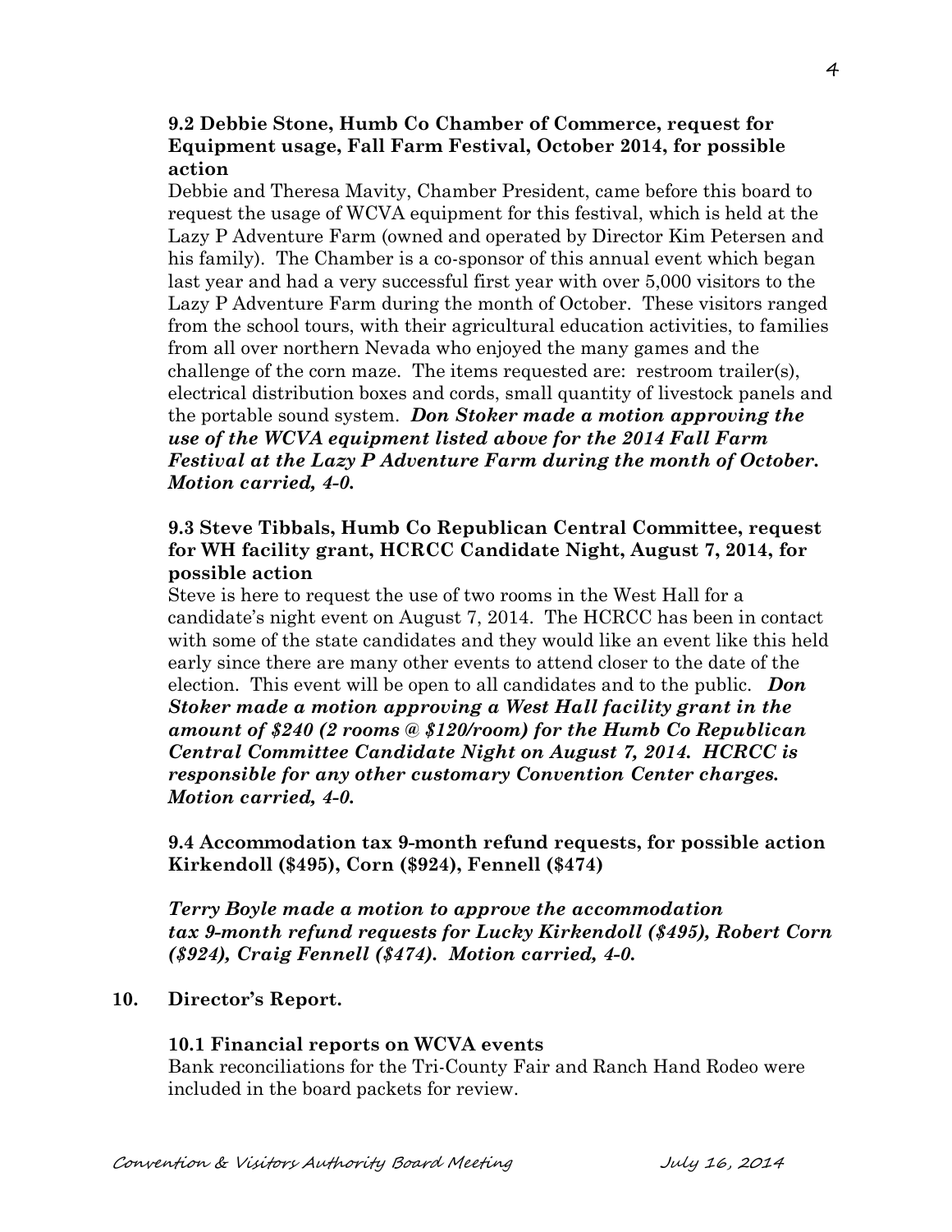**9.2 Debbie Stone, Humb Co Chamber of Commerce, request for Equipment usage, Fall Farm Festival, October 2014, for possible action**

Debbie and Theresa Mavity, Chamber President, came before this board to request the usage of WCVA equipment for this festival, which is held at the Lazy P Adventure Farm (owned and operated by Director Kim Petersen and his family). The Chamber is a co-sponsor of this annual event which began last year and had a very successful first year with over 5,000 visitors to the Lazy P Adventure Farm during the month of October. These visitors ranged from the school tours, with their agricultural education activities, to families from all over northern Nevada who enjoyed the many games and the challenge of the corn maze. The items requested are: restroom trailer(s), electrical distribution boxes and cords, small quantity of livestock panels and the portable sound system. ***Don Stoker made a motion approving the use of the WCVA equipment listed above for the 2014 Fall Farm Festival at the Lazy P Adventure Farm during the month of October. Motion carried, 4-0.***

**9.3 Steve Tibbals, Humb Co Republican Central Committee, request for WH facility grant, HCRCC Candidate Night, August 7, 2014, for possible action**

Steve is here to request the use of two rooms in the West Hall for a candidate's night event on August 7, 2014. The HCRCC has been in contact with some of the state candidates and they would like an event like this held early since there are many other events to attend closer to the date of the election. This event will be open to all candidates and to the public. ***Don Stoker made a motion approving a West Hall facility grant in the amount of $240 (2 rooms @ $120/room) for the Humb Co Republican Central Committee Candidate Night on August 7, 2014. HCRCC is responsible for any other customary Convention Center charges. Motion carried, 4-0.***

**9.4 Accommodation tax 9-month refund requests, for possible action Kirkendoll ($495), Corn ($924), Fennell ($474)**

***Terry Boyle made a motion to approve the accommodation tax 9-month refund requests for Lucky Kirkendoll ($495), Robert Corn ($924), Craig Fennell ($474). Motion carried, 4-0.***

**10. Director's Report.**

**10.1 Financial reports on WCVA events**

Bank reconciliations for the Tri-County Fair and Ranch Hand Rodeo were included in the board packets for review.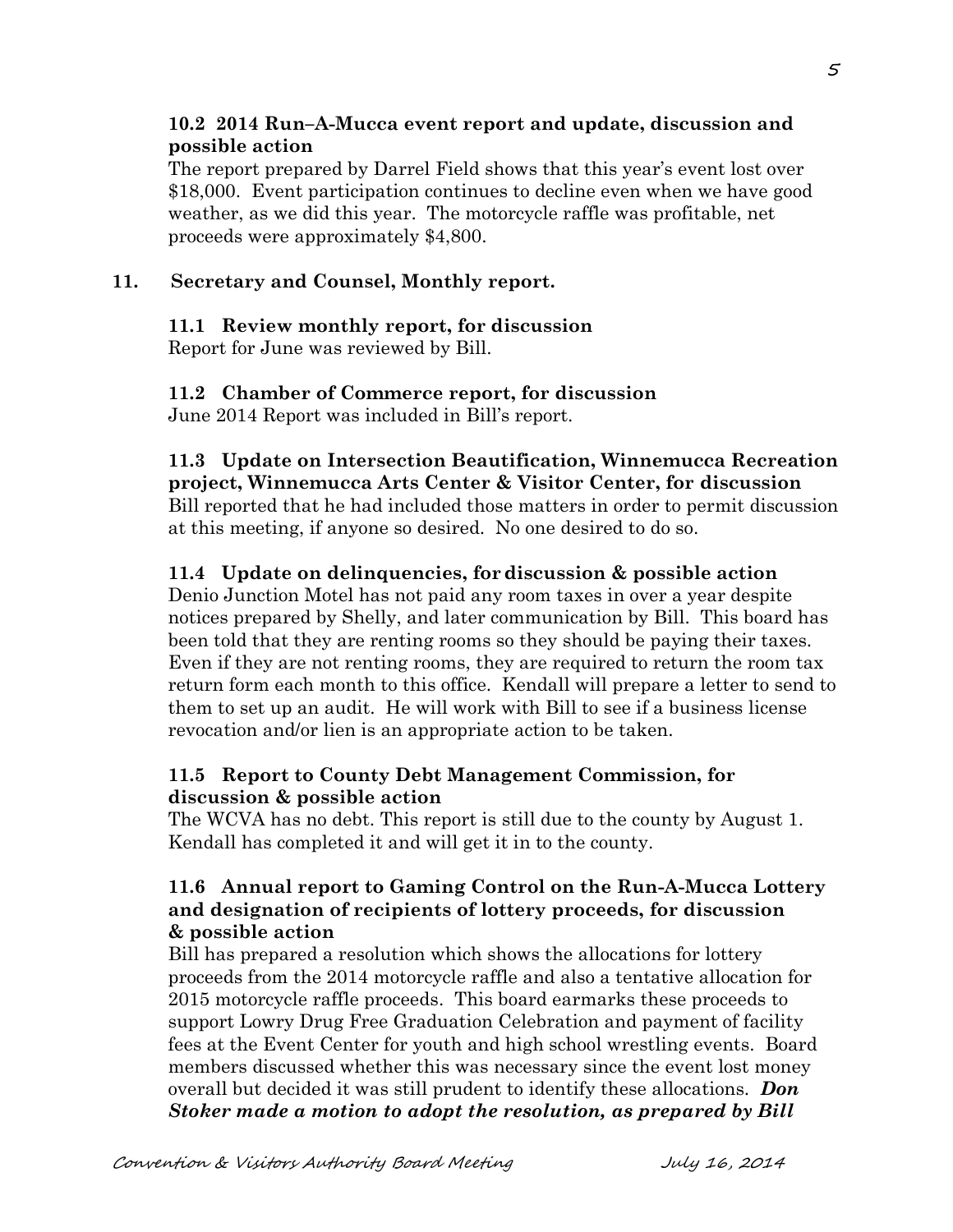**10.2 2014 Run–A-Mucca event report and update, discussion and possible action**

The report prepared by Darrel Field shows that this year's event lost over $18,000. Event participation continues to decline even when we have good weather, as we did this year. The motorcycle raffle was profitable, net proceeds were approximately $4,800.

**11. Secretary and Counsel, Monthly report.**

**11.1 Review monthly report, for discussion**

Report for June was reviewed by Bill.

**11.2 Chamber of Commerce report, for discussion**

June 2014 Report was included in Bill's report.

**11.3 Update on Intersection Beautification, Winnemucca Recreation project, Winnemucca Arts Center & Visitor Center, for discussion**

Bill reported that he had included those matters in order to permit discussion at this meeting, if anyone so desired. No one desired to do so.

**11.4 Update on delinquencies, for discussion & possible action**

Denio Junction Motel has not paid any room taxes in over a year despite notices prepared by Shelly, and later communication by Bill. This board has been told that they are renting rooms so they should be paying their taxes. Even if they are not renting rooms, they are required to return the room tax return form each month to this office. Kendall will prepare a letter to send to them to set up an audit. He will work with Bill to see if a business license revocation and/or lien is an appropriate action to be taken.

**11.5 Report to County Debt Management Commission, for discussion & possible action**

The WCVA has no debt. This report is still due to the county by August 1. Kendall has completed it and will get it in to the county.

**11.6 Annual report to Gaming Control on the Run-A-Mucca Lottery and designation of recipients of lottery proceeds, for discussion & possible action**

Bill has prepared a resolution which shows the allocations for lottery proceeds from the 2014 motorcycle raffle and also a tentative allocation for 2015 motorcycle raffle proceeds. This board earmarks these proceeds to support Lowry Drug Free Graduation Celebration and payment of facility fees at the Event Center for youth and high school wrestling events. Board members discussed whether this was necessary since the event lost money overall but decided it was still prudent to identify these allocations. ***Don Stoker made a motion to adopt the resolution, as prepared by Bill***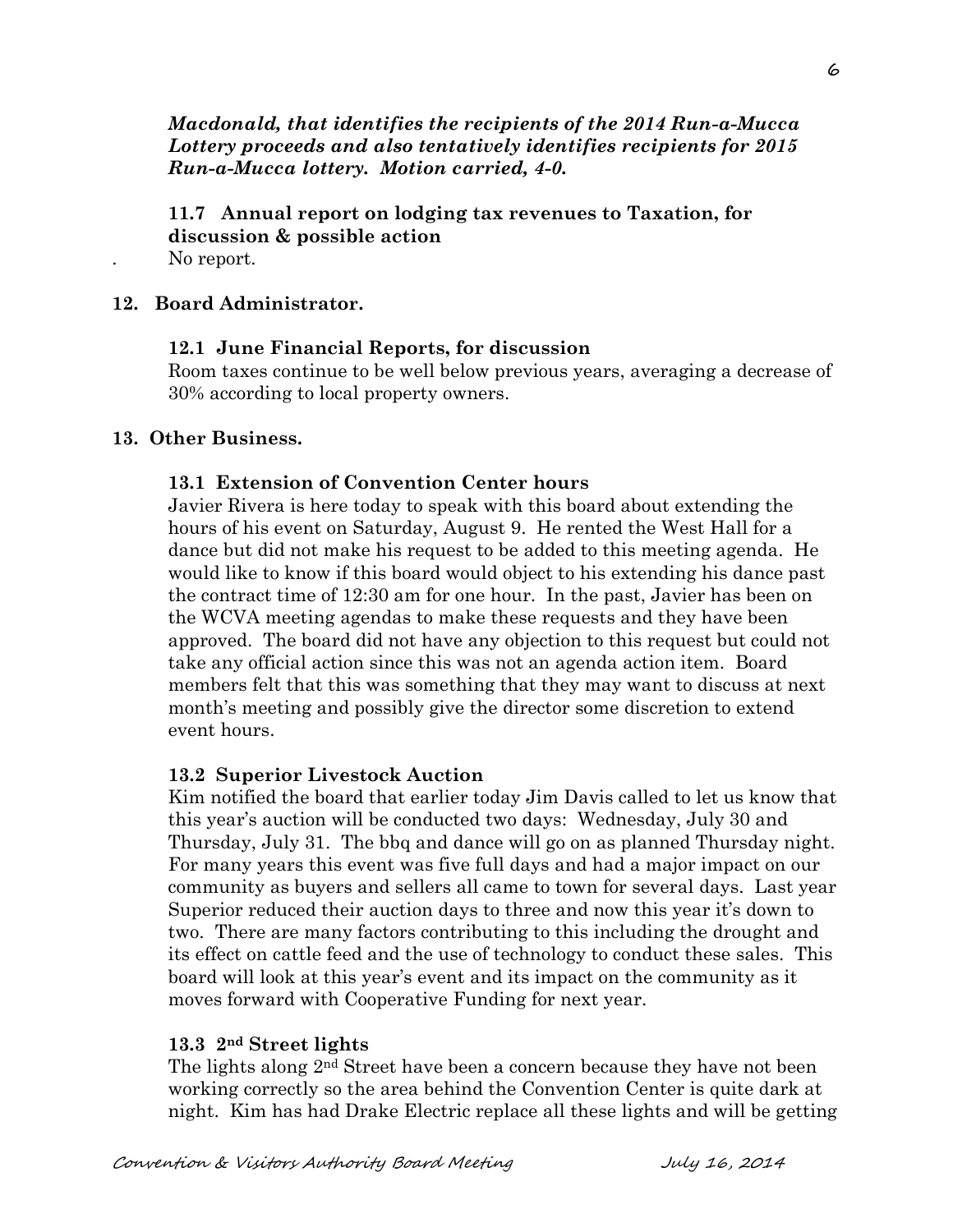***Macdonald, that identifies the recipients of the 2014 Run-a-Mucca Lottery proceeds and also tentatively identifies recipients for 2015 Run-a-Mucca lottery. Motion carried, 4-0.***

**11.7 Annual report on lodging tax revenues to Taxation, for discussion & possible action**

No report.

## 12. Board Administrator.

**12.1 June Financial Reports, for discussion**

Room taxes continue to be well below previous years, averaging a decrease of 30% according to local property owners.

## 13. Other Business.

**13.1 Extension of Convention Center hours**

Javier Rivera is here today to speak with this board about extending the hours of his event on Saturday, August 9. He rented the West Hall for a dance but did not make his request to be added to this meeting agenda. He would like to know if this board would object to his extending his dance past the contract time of 12:30 am for one hour. In the past, Javier has been on the WCVA meeting agendas to make these requests and they have been approved. The board did not have any objection to this request but could not take any official action since this was not an agenda action item. Board members felt that this was something that they may want to discuss at next month's meeting and possibly give the director some discretion to extend event hours.

**13.2 Superior Livestock Auction**

Kim notified the board that earlier today Jim Davis called to let us know that this year's auction will be conducted two days: Wednesday, July 30 and Thursday, July 31. The bbq and dance will go on as planned Thursday night. For many years this event was five full days and had a major impact on our community as buyers and sellers all came to town for several days. Last year Superior reduced their auction days to three and now this year it's down to two. There are many factors contributing to this including the drought and its effect on cattle feed and the use of technology to conduct these sales. This board will look at this year's event and its impact on the community as it moves forward with Cooperative Funding for next year.

**13.3 2nd Street lights**

The lights along 2nd Street have been a concern because they have not been working correctly so the area behind the Convention Center is quite dark at night. Kim has had Drake Electric replace all these lights and will be getting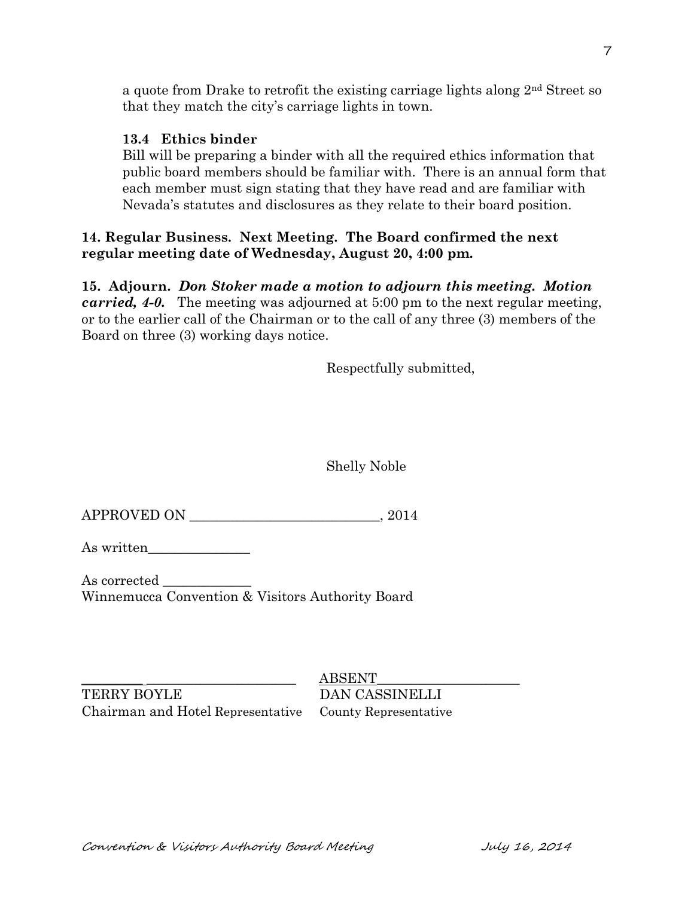a quote from Drake to retrofit the existing carriage lights along 2nd Street so that they match the city's carriage lights in town.

**13.4 Ethics binder**

Bill will be preparing a binder with all the required ethics information that public board members should be familiar with. There is an annual form that each member must sign stating that they have read and are familiar with Nevada's statutes and disclosures as they relate to their board position.

**14. Regular Business. Next Meeting. The Board confirmed the next regular meeting date of Wednesday, August 20, 4:00 pm.**

**15. Adjourn.** ***Don Stoker made a motion to adjourn this meeting. Motion carried, 4-0.*** The meeting was adjourned at 5:00 pm to the next regular meeting, or to the earlier call of the Chairman or to the call of any three (3) members of the Board on three (3) working days notice.

Respectfully submitted,

Shelly Noble

APPROVED ON ____________________________, 2014

As written_______________

As corrected _____________

Winnemucca Convention & Visitors Authority Board

| _______________________________ | ABSENT_____________________ |
|---|---|
| TERRY BOYLE | DAN CASSINELLI |
| Chairman and Hotel Representative | County Representative |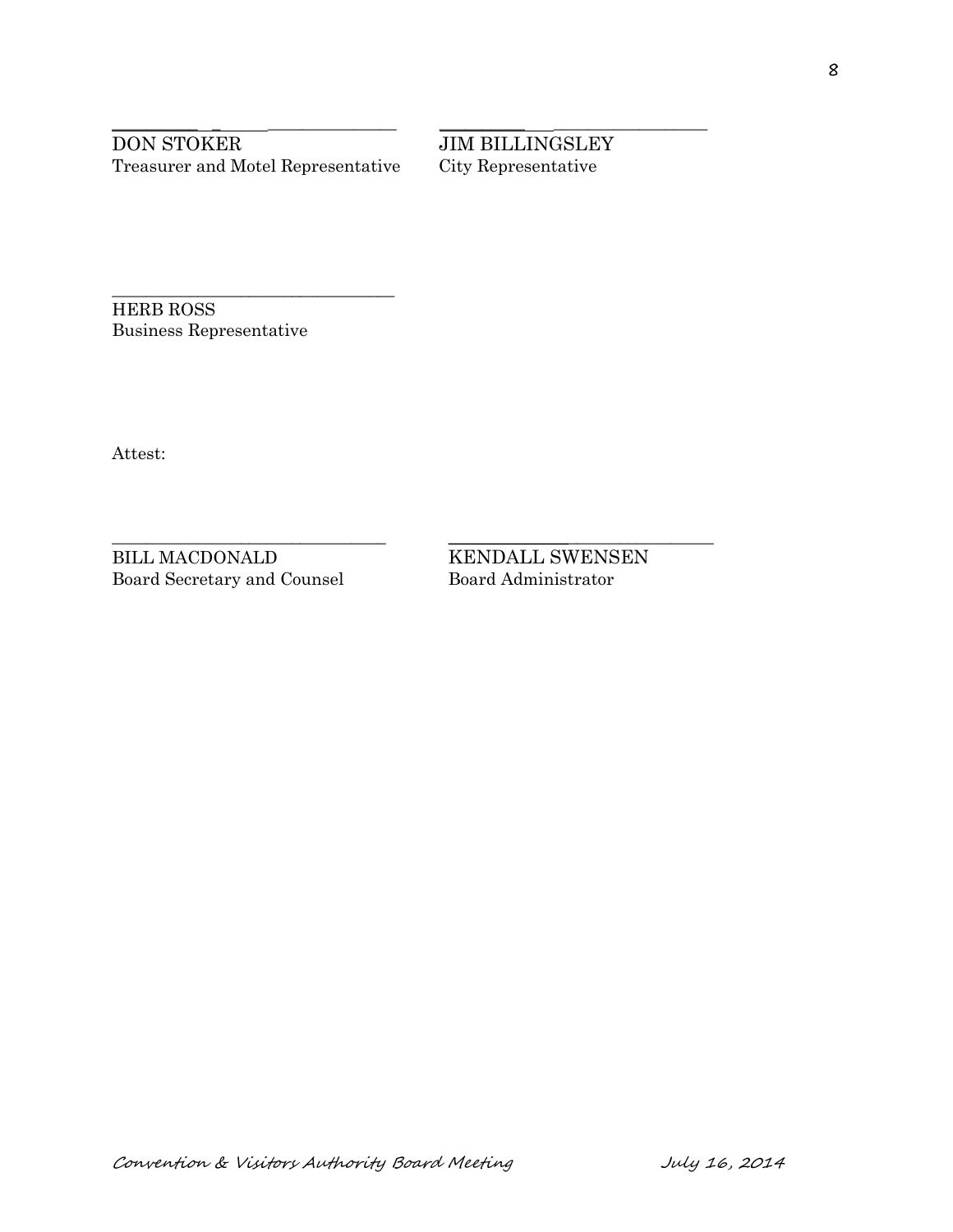\_\_\_\_\_\_\_\_\_\_\_\_\_\_\_\_\_\_\_\_\_\_\_\_\_\_\_\_\_\_\_\_
DON STOKER
Treasurer and Motel Representative

\_\_\_\_\_\_\_\_\_\_\_\_\_\_\_\_\_\_\_\_\_\_\_\_\_\_\_\_\_\_\_\_
JIM BILLINGSLEY
City Representative

\_\_\_\_\_\_\_\_\_\_\_\_\_\_\_\_\_\_\_\_\_\_\_\_\_\_\_\_\_\_\_\_
HERB ROSS
Business Representative

Attest:

\_\_\_\_\_\_\_\_\_\_\_\_\_\_\_\_\_\_\_\_\_\_\_\_\_\_\_\_\_\_\_\_
BILL MACDONALD
Board Secretary and Counsel

\_\_\_\_\_\_\_\_\_\_\_\_\_\_\_\_\_\_\_\_\_\_\_\_\_\_\_\_\_\_\_\_
KENDALL SWENSEN
Board Administrator